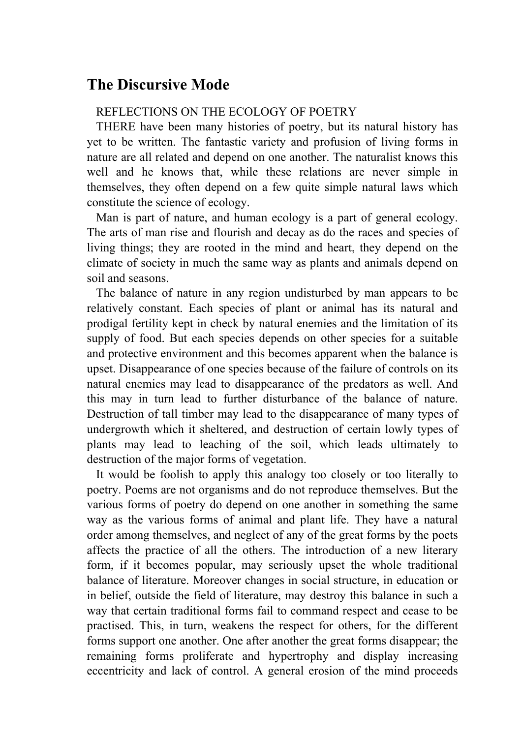# The Discursive Mode

REFLECTIONS ON THE ECOLOGY OF POETRY

THERE have been many histories of poetry, but its natural history has yet to be written. The fantastic variety and profusion of living forms in nature are all related and depend on one another. The naturalist knows this well and he knows that, while these relations are never simple in themselves, they often depend on a few quite simple natural laws which constitute the science of ecology.

Man is part of nature, and human ecology is a part of general ecology. The arts of man rise and flourish and decay as do the races and species of living things; they are rooted in the mind and heart, they depend on the climate of society in much the same way as plants and animals depend on soil and seasons.

The balance of nature in any region undisturbed by man appears to be relatively constant. Each species of plant or animal has its natural and prodigal fertility kept in check by natural enemies and the limitation of its supply of food. But each species depends on other species for a suitable and protective environment and this becomes apparent when the balance is upset. Disappearance of one species because of the failure of controls on its natural enemies may lead to disappearance of the predators as well. And this may in turn lead to further disturbance of the balance of nature. Destruction of tall timber may lead to the disappearance of many types of undergrowth which it sheltered, and destruction of certain lowly types of plants may lead to leaching of the soil, which leads ultimately to destruction of the major forms of vegetation.

It would be foolish to apply this analogy too closely or too literally to poetry. Poems are not organisms and do not reproduce themselves. But the various forms of poetry do depend on one another in something the same way as the various forms of animal and plant life. They have a natural order among themselves, and neglect of any of the great forms by the poets affects the practice of all the others. The introduction of a new literary form, if it becomes popular, may seriously upset the whole traditional balance of literature. Moreover changes in social structure, in education or in belief, outside the field of literature, may destroy this balance in such a way that certain traditional forms fail to command respect and cease to be practised. This, in turn, weakens the respect for others, for the different forms support one another. One after another the great forms disappear; the remaining forms proliferate and hypertrophy and display increasing eccentricity and lack of control. A general erosion of the mind proceeds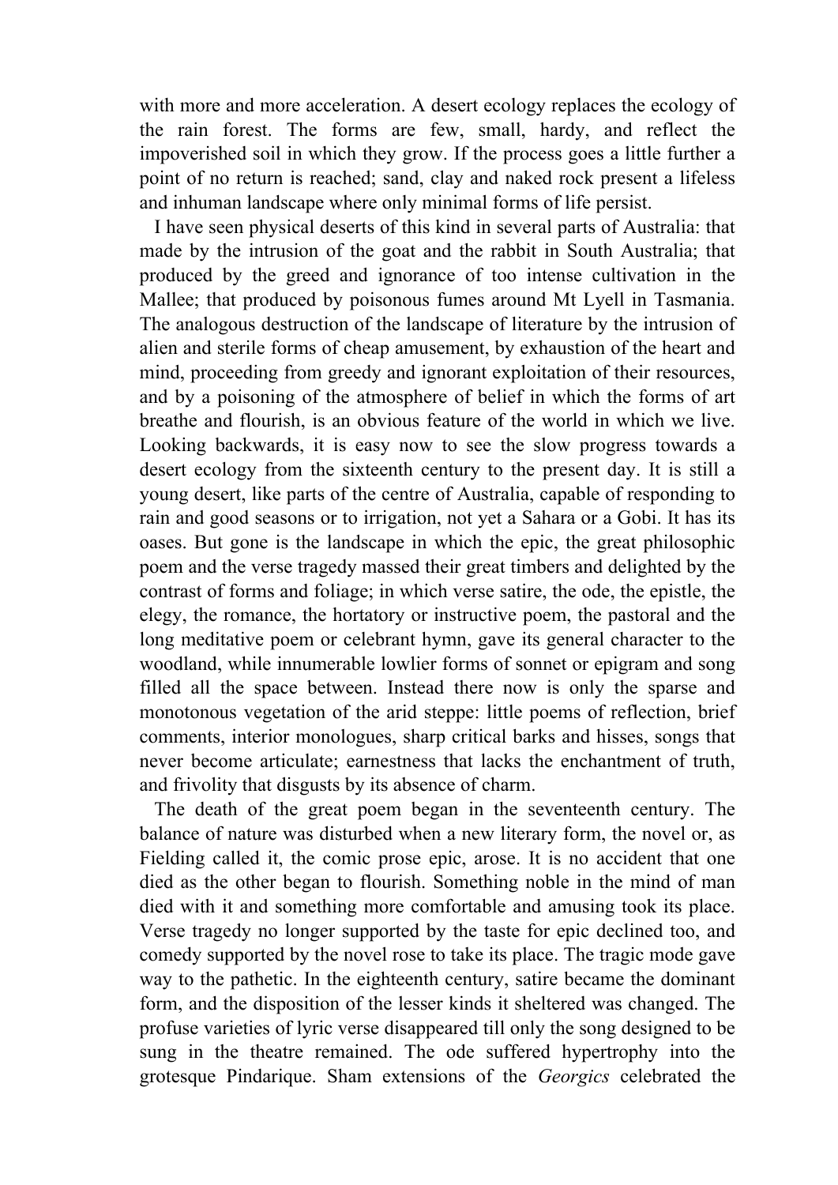with more and more acceleration. A desert ecology replaces the ecology of the rain forest. The forms are few, small, hardy, and reflect the impoverished soil in which they grow. If the process goes a little further a point of no return is reached; sand, clay and naked rock present a lifeless and inhuman landscape where only minimal forms of life persist.

I have seen physical deserts of this kind in several parts of Australia: that made by the intrusion of the goat and the rabbit in South Australia; that produced by the greed and ignorance of too intense cultivation in the Mallee; that produced by poisonous fumes around Mt Lyell in Tasmania. The analogous destruction of the landscape of literature by the intrusion of alien and sterile forms of cheap amusement, by exhaustion of the heart and mind, proceeding from greedy and ignorant exploitation of their resources, and by a poisoning of the atmosphere of belief in which the forms of art breathe and flourish, is an obvious feature of the world in which we live. Looking backwards, it is easy now to see the slow progress towards a desert ecology from the sixteenth century to the present day. It is still a young desert, like parts of the centre of Australia, capable of responding to rain and good seasons or to irrigation, not yet a Sahara or a Gobi. It has its oases. But gone is the landscape in which the epic, the great philosophic poem and the verse tragedy massed their great timbers and delighted by the contrast of forms and foliage; in which verse satire, the ode, the epistle, the elegy, the romance, the hortatory or instructive poem, the pastoral and the long meditative poem or celebrant hymn, gave its general character to the woodland, while innumerable lowlier forms of sonnet or epigram and song filled all the space between. Instead there now is only the sparse and monotonous vegetation of the arid steppe: little poems of reflection, brief comments, interior monologues, sharp critical barks and hisses, songs that never become articulate; earnestness that lacks the enchantment of truth, and frivolity that disgusts by its absence of charm.

The death of the great poem began in the seventeenth century. The balance of nature was disturbed when a new literary form, the novel or, as Fielding called it, the comic prose epic, arose. It is no accident that one died as the other began to flourish. Something noble in the mind of man died with it and something more comfortable and amusing took its place. Verse tragedy no longer supported by the taste for epic declined too, and comedy supported by the novel rose to take its place. The tragic mode gave way to the pathetic. In the eighteenth century, satire became the dominant form, and the disposition of the lesser kinds it sheltered was changed. The profuse varieties of lyric verse disappeared till only the song designed to be sung in the theatre remained. The ode suffered hypertrophy into the grotesque Pindarique. Sham extensions of the *Georgics* celebrated the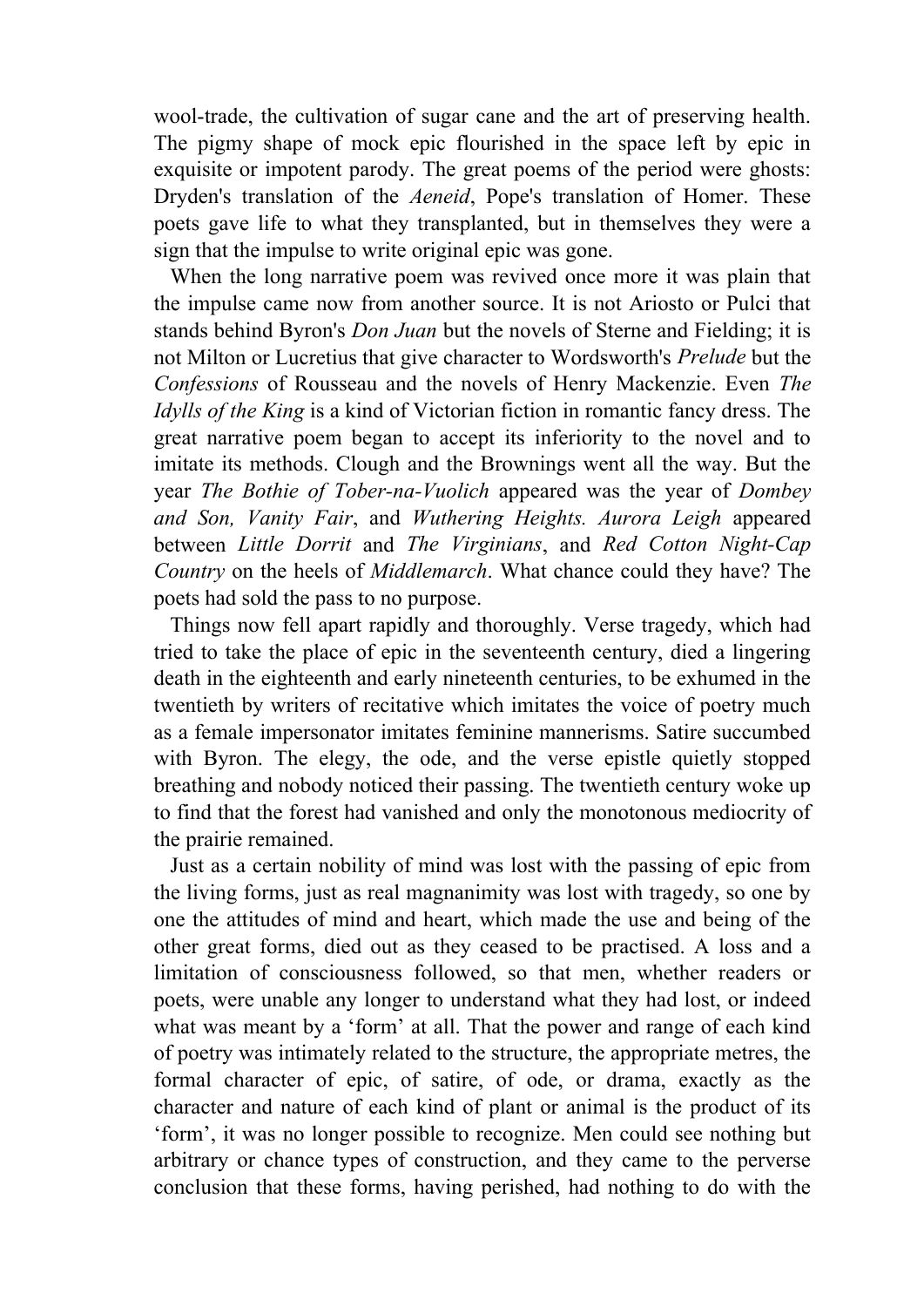wool-trade, the cultivation of sugar cane and the art of preserving health. The pigmy shape of mock epic flourished in the space left by epic in exquisite or impotent parody. The great poems of the period were ghosts: Dryden's translation of the *Aeneid*, Pope's translation of Homer. These poets gave life to what they transplanted, but in themselves they were a sign that the impulse to write original epic was gone.

When the long narrative poem was revived once more it was plain that the impulse came now from another source. It is not Ariosto or Pulci that stands behind Byron's *Don Juan* but the novels of Sterne and Fielding; it is not Milton or Lucretius that give character to Wordsworth's *Prelude* but the *Confessions* of Rousseau and the novels of Henry Mackenzie. Even *The Idylls of the King* is a kind of Victorian fiction in romantic fancy dress. The great narrative poem began to accept its inferiority to the novel and to imitate its methods. Clough and the Brownings went all the way. But the year *The Bothie of Tober-na-Vuolich* appeared was the year of *Dombey and Son, Vanity Fair*, and *Wuthering Heights. Aurora Leigh* appeared between *Little Dorrit* and *The Virginians*, and *Red Cotton Night-Cap Country* on the heels of *Middlemarch*. What chance could they have? The poets had sold the pass to no purpose.

Things now fell apart rapidly and thoroughly. Verse tragedy, which had tried to take the place of epic in the seventeenth century, died a lingering death in the eighteenth and early nineteenth centuries, to be exhumed in the twentieth by writers of recitative which imitates the voice of poetry much as a female impersonator imitates feminine mannerisms. Satire succumbed with Byron. The elegy, the ode, and the verse epistle quietly stopped breathing and nobody noticed their passing. The twentieth century woke up to find that the forest had vanished and only the monotonous mediocrity of the prairie remained.

Just as a certain nobility of mind was lost with the passing of epic from the living forms, just as real magnanimity was lost with tragedy, so one by one the attitudes of mind and heart, which made the use and being of the other great forms, died out as they ceased to be practised. A loss and a limitation of consciousness followed, so that men, whether readers or poets, were unable any longer to understand what they had lost, or indeed what was meant by a 'form' at all. That the power and range of each kind of poetry was intimately related to the structure, the appropriate metres, the formal character of epic, of satire, of ode, or drama, exactly as the character and nature of each kind of plant or animal is the product of its 'form', it was no longer possible to recognize. Men could see nothing but arbitrary or chance types of construction, and they came to the perverse conclusion that these forms, having perished, had nothing to do with the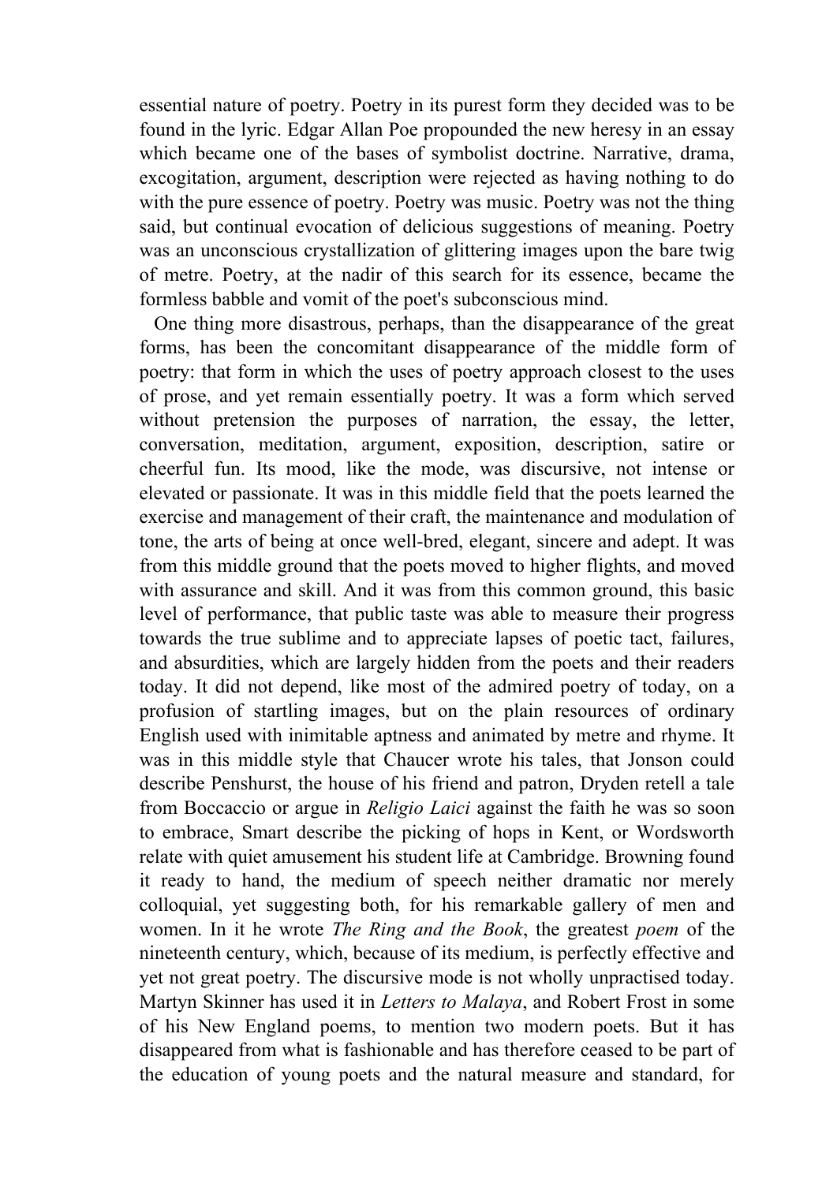essential nature of poetry. Poetry in its purest form they decided was to be found in the lyric. Edgar Allan Poe propounded the new heresy in an essay which became one of the bases of symbolist doctrine. Narrative, drama, excogitation, argument, description were rejected as having nothing to do with the pure essence of poetry. Poetry was music. Poetry was not the thing said, but continual evocation of delicious suggestions of meaning. Poetry was an unconscious crystallization of glittering images upon the bare twig of metre. Poetry, at the nadir of this search for its essence, became the formless babble and vomit of the poet's subconscious mind.

One thing more disastrous, perhaps, than the disappearance of the great forms, has been the concomitant disappearance of the middle form of poetry: that form in which the uses of poetry approach closest to the uses of prose, and yet remain essentially poetry. It was a form which served without pretension the purposes of narration, the essay, the letter, conversation, meditation, argument, exposition, description, satire or cheerful fun. Its mood, like the mode, was discursive, not intense or elevated or passionate. It was in this middle field that the poets learned the exercise and management of their craft, the maintenance and modulation of tone, the arts of being at once well-bred, elegant, sincere and adept. It was from this middle ground that the poets moved to higher flights, and moved with assurance and skill. And it was from this common ground, this basic level of performance, that public taste was able to measure their progress towards the true sublime and to appreciate lapses of poetic tact, failures, and absurdities, which are largely hidden from the poets and their readers today. It did not depend, like most of the admired poetry of today, on a profusion of startling images, but on the plain resources of ordinary English used with inimitable aptness and animated by metre and rhyme. It was in this middle style that Chaucer wrote his tales, that Jonson could describe Penshurst, the house of his friend and patron, Dryden retell a tale from Boccaccio or argue in *Religio Laici* against the faith he was so soon to embrace, Smart describe the picking of hops in Kent, or Wordsworth relate with quiet amusement his student life at Cambridge. Browning found it ready to hand, the medium of speech neither dramatic nor merely colloquial, yet suggesting both, for his remarkable gallery of men and women. In it he wrote *The Ring and the Book*, the greatest *poem* of the nineteenth century, which, because of its medium, is perfectly effective and yet not great poetry. The discursive mode is not wholly unpractised today. Martyn Skinner has used it in *Letters to Malaya*, and Robert Frost in some of his New England poems, to mention two modern poets. But it has disappeared from what is fashionable and has therefore ceased to be part of the education of young poets and the natural measure and standard, for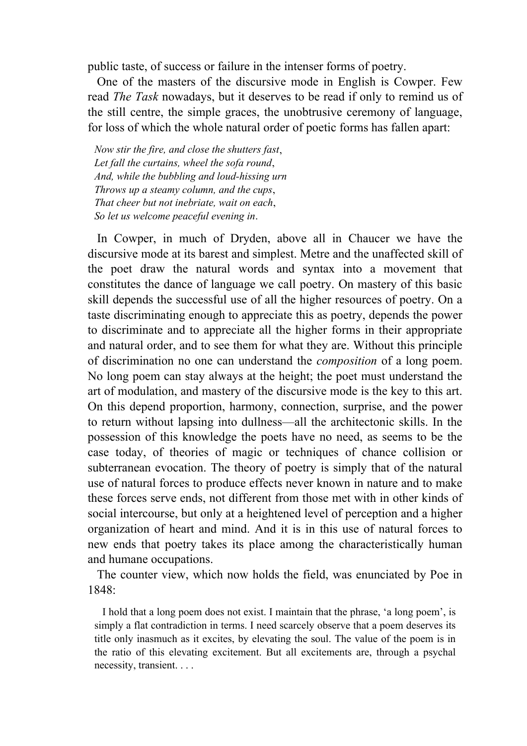public taste, of success or failure in the intenser forms of poetry.

One of the masters of the discursive mode in English is Cowper. Few read *The Task* nowadays, but it deserves to be read if only to remind us of the still centre, the simple graces, the unobtrusive ceremony of language, for loss of which the whole natural order of poetic forms has fallen apart:

> *Now stir the fire, and close the shutters fast*,
> *Let fall the curtains, wheel the sofa round*,
> *And, while the bubbling and loud-hissing urn*
> *Throws up a steamy column, and the cups*,
> *That cheer but not inebriate, wait on each*,
> *So let us welcome peaceful evening in*.

In Cowper, in much of Dryden, above all in Chaucer we have the discursive mode at its barest and simplest. Metre and the unaffected skill of the poet draw the natural words and syntax into a movement that constitutes the dance of language we call poetry. On mastery of this basic skill depends the successful use of all the higher resources of poetry. On a taste discriminating enough to appreciate this as poetry, depends the power to discriminate and to appreciate all the higher forms in their appropriate and natural order, and to see them for what they are. Without this principle of discrimination no one can understand the *composition* of a long poem. No long poem can stay always at the height; the poet must understand the art of modulation, and mastery of the discursive mode is the key to this art. On this depend proportion, harmony, connection, surprise, and the power to return without lapsing into dullness—all the architectonic skills. In the possession of this knowledge the poets have no need, as seems to be the case today, of theories of magic or techniques of chance collision or subterranean evocation. The theory of poetry is simply that of the natural use of natural forces to produce effects never known in nature and to make these forces serve ends, not different from those met with in other kinds of social intercourse, but only at a heightened level of perception and a higher organization of heart and mind. And it is in this use of natural forces to new ends that poetry takes its place among the characteristically human and humane occupations.

The counter view, which now holds the field, was enunciated by Poe in 1848:

> I hold that a long poem does not exist. I maintain that the phrase, 'a long poem', is simply a flat contradiction in terms. I need scarcely observe that a poem deserves its title only inasmuch as it excites, by elevating the soul. The value of the poem is in the ratio of this elevating excitement. But all excitements are, through a psychal necessity, transient. . . .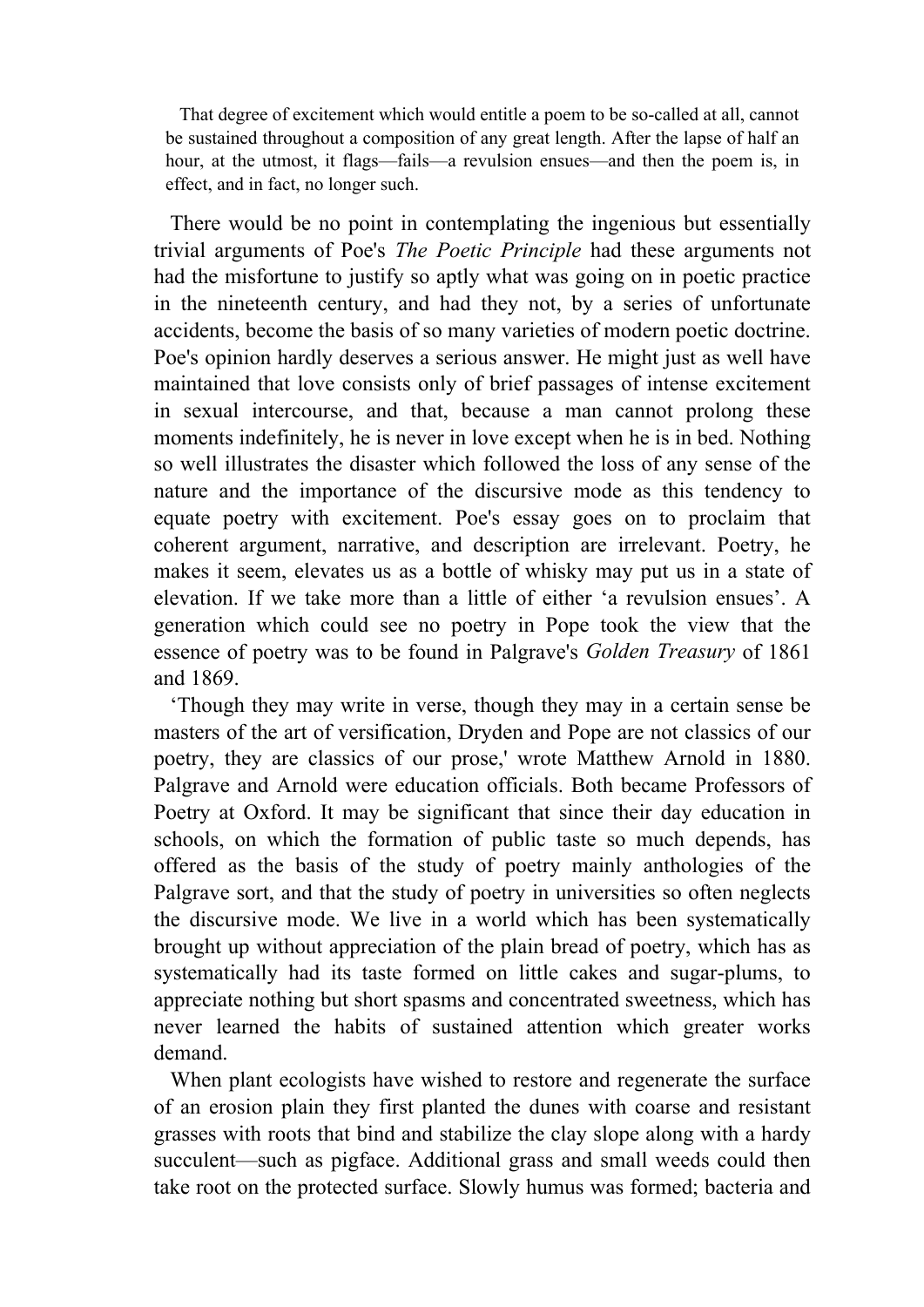> That degree of excitement which would entitle a poem to be so-called at all, cannot be sustained throughout a composition of any great length. After the lapse of half an hour, at the utmost, it flags—fails—a revulsion ensues—and then the poem is, in effect, and in fact, no longer such.

There would be no point in contemplating the ingenious but essentially trivial arguments of Poe's *The Poetic Principle* had these arguments not had the misfortune to justify so aptly what was going on in poetic practice in the nineteenth century, and had they not, by a series of unfortunate accidents, become the basis of so many varieties of modern poetic doctrine. Poe's opinion hardly deserves a serious answer. He might just as well have maintained that love consists only of brief passages of intense excitement in sexual intercourse, and that, because a man cannot prolong these moments indefinitely, he is never in love except when he is in bed. Nothing so well illustrates the disaster which followed the loss of any sense of the nature and the importance of the discursive mode as this tendency to equate poetry with excitement. Poe's essay goes on to proclaim that coherent argument, narrative, and description are irrelevant. Poetry, he makes it seem, elevates us as a bottle of whisky may put us in a state of elevation. If we take more than a little of either 'a revulsion ensues'. A generation which could see no poetry in Pope took the view that the essence of poetry was to be found in Palgrave's *Golden Treasury* of 1861 and 1869.

'Though they may write in verse, though they may in a certain sense be masters of the art of versification, Dryden and Pope are not classics of our poetry, they are classics of our prose,' wrote Matthew Arnold in 1880. Palgrave and Arnold were education officials. Both became Professors of Poetry at Oxford. It may be significant that since their day education in schools, on which the formation of public taste so much depends, has offered as the basis of the study of poetry mainly anthologies of the Palgrave sort, and that the study of poetry in universities so often neglects the discursive mode. We live in a world which has been systematically brought up without appreciation of the plain bread of poetry, which has as systematically had its taste formed on little cakes and sugar-plums, to appreciate nothing but short spasms and concentrated sweetness, which has never learned the habits of sustained attention which greater works demand.

When plant ecologists have wished to restore and regenerate the surface of an erosion plain they first planted the dunes with coarse and resistant grasses with roots that bind and stabilize the clay slope along with a hardy succulent—such as pigface. Additional grass and small weeds could then take root on the protected surface. Slowly humus was formed; bacteria and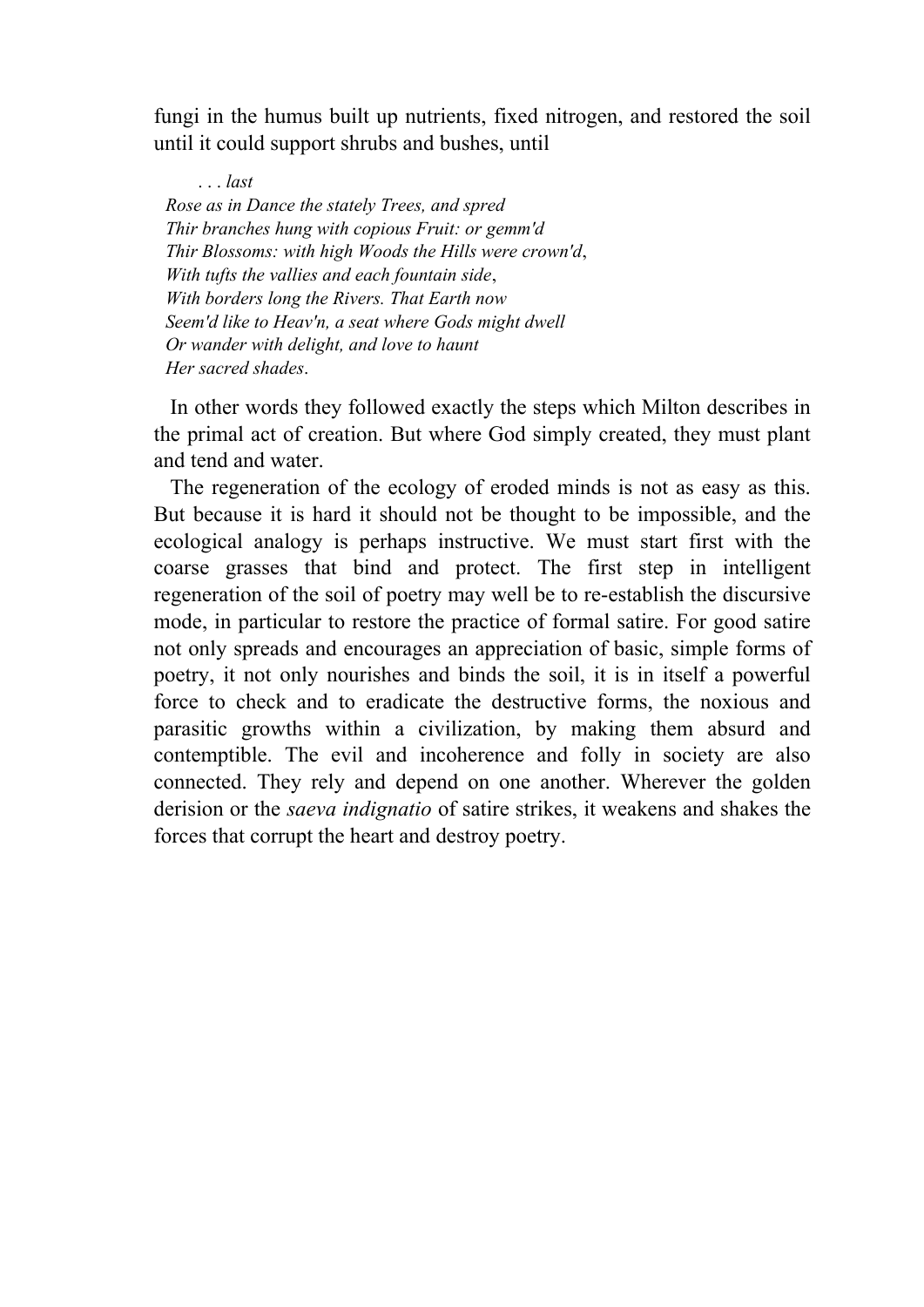fungi in the humus built up nutrients, fixed nitrogen, and restored the soil until it could support shrubs and bushes, until

> *. . . last*
> *Rose as in Dance the stately Trees, and spred*
> *Thir branches hung with copious Fruit: or gemm'd*
> *Thir Blossoms: with high Woods the Hills were crown'd*,
> *With tufts the vallies and each fountain side*,
> *With borders long the Rivers. That Earth now*
> *Seem'd like to Heav'n, a seat where Gods might dwell*
> *Or wander with delight, and love to haunt*
> *Her sacred shades*.

In other words they followed exactly the steps which Milton describes in the primal act of creation. But where God simply created, they must plant and tend and water.

The regeneration of the ecology of eroded minds is not as easy as this. But because it is hard it should not be thought to be impossible, and the ecological analogy is perhaps instructive. We must start first with the coarse grasses that bind and protect. The first step in intelligent regeneration of the soil of poetry may well be to re-establish the discursive mode, in particular to restore the practice of formal satire. For good satire not only spreads and encourages an appreciation of basic, simple forms of poetry, it not only nourishes and binds the soil, it is in itself a powerful force to check and to eradicate the destructive forms, the noxious and parasitic growths within a civilization, by making them absurd and contemptible. The evil and incoherence and folly in society are also connected. They rely and depend on one another. Wherever the golden derision or the *saeva indignatio* of satire strikes, it weakens and shakes the forces that corrupt the heart and destroy poetry.